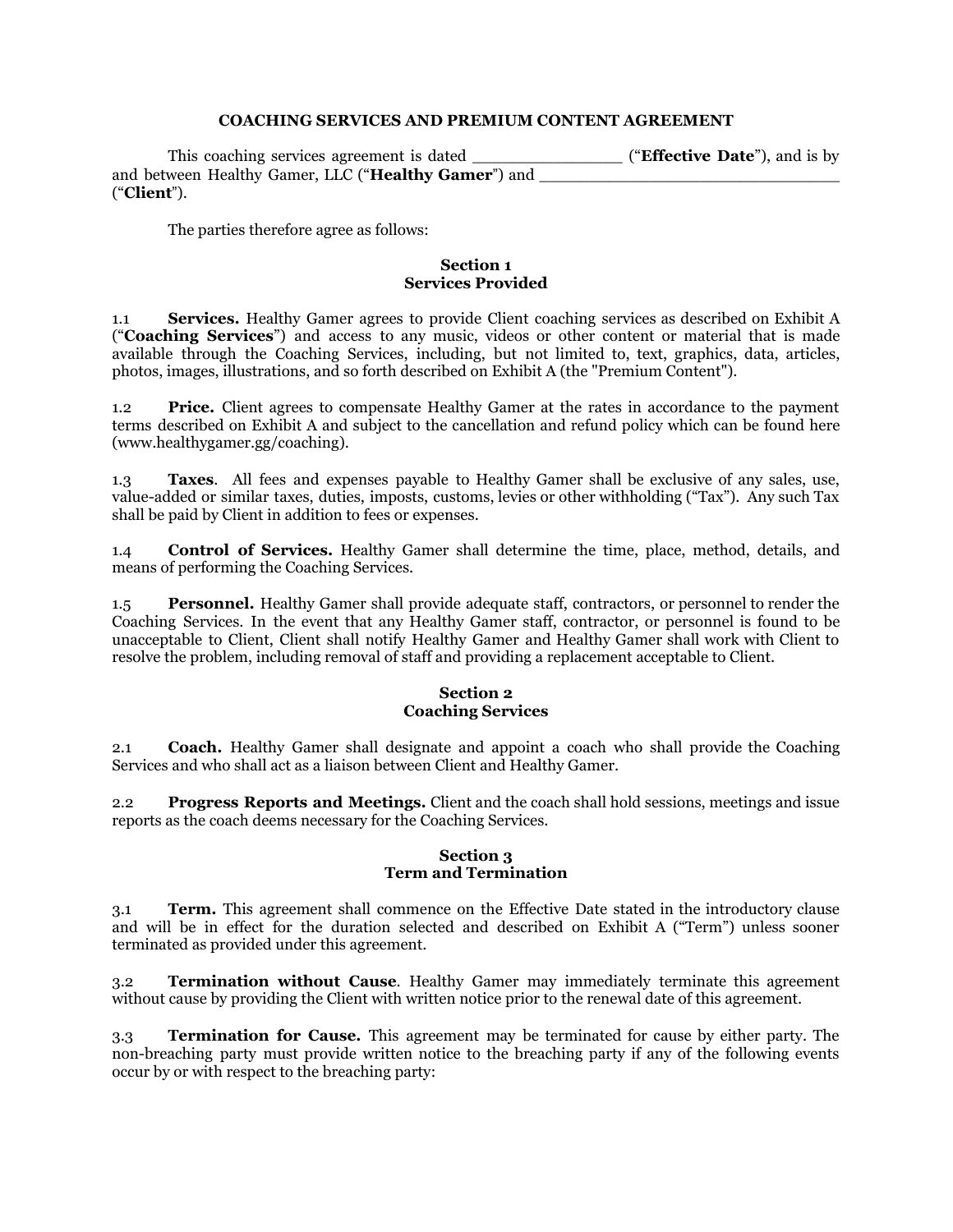# COACHING SERVICES AND PREMIUM CONTENT AGREEMENT

This coaching services agreement is dated _______________ ("**Effective Date**"), and is by and between Healthy Gamer, LLC ("**Healthy Gamer**") and ______________________________ ("**Client**").

The parties therefore agree as follows:

## Section 1
## Services Provided

1.1 **Services.** Healthy Gamer agrees to provide Client coaching services as described on Exhibit A ("**Coaching Services**") and access to any music, videos or other content or material that is made available through the Coaching Services, including, but not limited to, text, graphics, data, articles, photos, images, illustrations, and so forth described on Exhibit A (the "Premium Content").

1.2 **Price.** Client agrees to compensate Healthy Gamer at the rates in accordance to the payment terms described on Exhibit A and subject to the cancellation and refund policy which can be found here (www.healthygamer.gg/coaching).

1.3 **Taxes**. All fees and expenses payable to Healthy Gamer shall be exclusive of any sales, use, value-added or similar taxes, duties, imposts, customs, levies or other withholding ("Tax"). Any such Tax shall be paid by Client in addition to fees or expenses.

1.4 **Control of Services.** Healthy Gamer shall determine the time, place, method, details, and means of performing the Coaching Services.

1.5 **Personnel.** Healthy Gamer shall provide adequate staff, contractors, or personnel to render the Coaching Services. In the event that any Healthy Gamer staff, contractor, or personnel is found to be unacceptable to Client, Client shall notify Healthy Gamer and Healthy Gamer shall work with Client to resolve the problem, including removal of staff and providing a replacement acceptable to Client.

## Section 2
## Coaching Services

2.1 **Coach.** Healthy Gamer shall designate and appoint a coach who shall provide the Coaching Services and who shall act as a liaison between Client and Healthy Gamer.

2.2 **Progress Reports and Meetings.** Client and the coach shall hold sessions, meetings and issue reports as the coach deems necessary for the Coaching Services.

## Section 3
## Term and Termination

3.1 **Term.** This agreement shall commence on the Effective Date stated in the introductory clause and will be in effect for the duration selected and described on Exhibit A ("Term") unless sooner terminated as provided under this agreement.

3.2 **Termination without Cause**. Healthy Gamer may immediately terminate this agreement without cause by providing the Client with written notice prior to the renewal date of this agreement.

3.3 **Termination for Cause.** This agreement may be terminated for cause by either party. The non-breaching party must provide written notice to the breaching party if any of the following events occur by or with respect to the breaching party: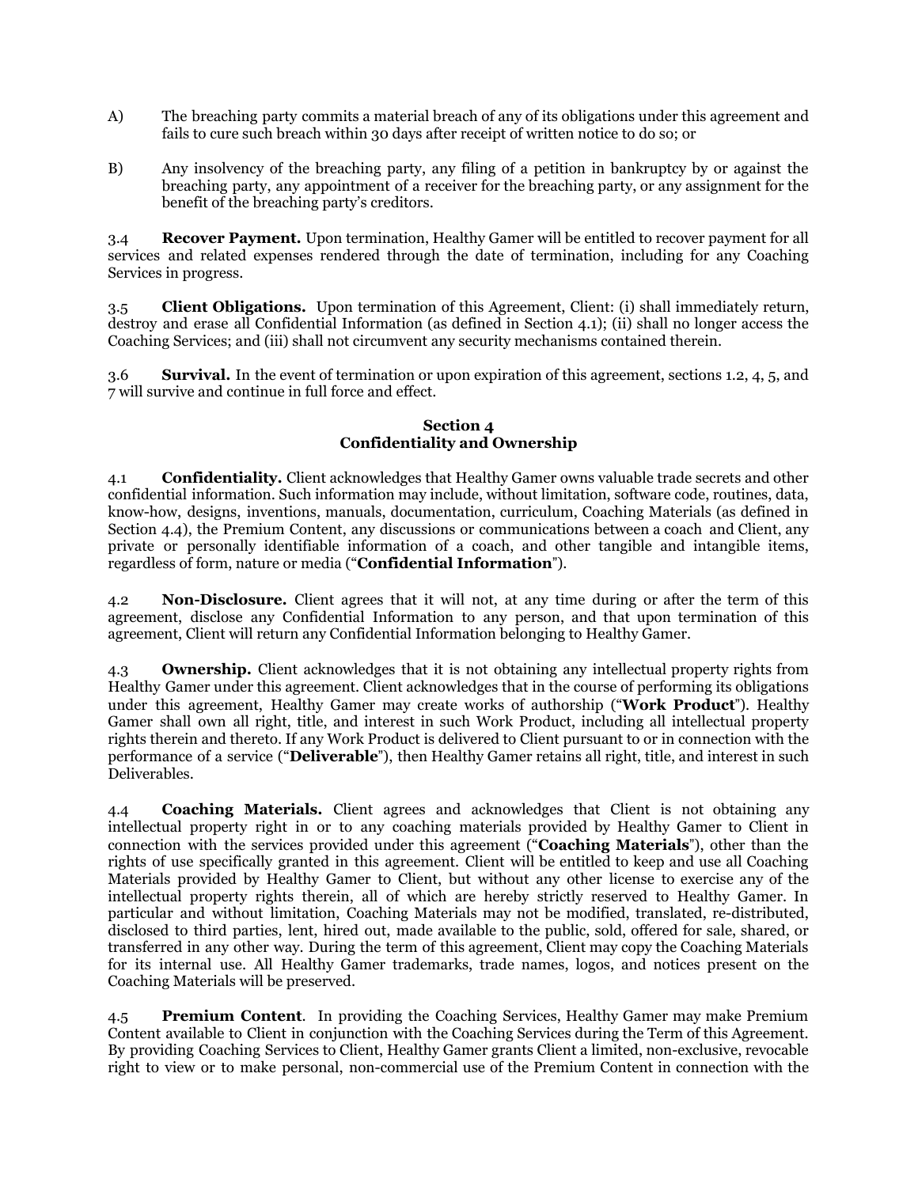A) The breaching party commits a material breach of any of its obligations under this agreement and fails to cure such breach within 30 days after receipt of written notice to do so; or

B) Any insolvency of the breaching party, any filing of a petition in bankruptcy by or against the breaching party, any appointment of a receiver for the breaching party, or any assignment for the benefit of the breaching party's creditors.

3.4 **Recover Payment.** Upon termination, Healthy Gamer will be entitled to recover payment for all services and related expenses rendered through the date of termination, including for any Coaching Services in progress.

3.5 **Client Obligations.** Upon termination of this Agreement, Client: (i) shall immediately return, destroy and erase all Confidential Information (as defined in Section 4.1); (ii) shall no longer access the Coaching Services; and (iii) shall not circumvent any security mechanisms contained therein.

3.6 **Survival.** In the event of termination or upon expiration of this agreement, sections 1.2, 4, 5, and 7 will survive and continue in full force and effect.

## Section 4
## Confidentiality and Ownership

4.1 **Confidentiality.** Client acknowledges that Healthy Gamer owns valuable trade secrets and other confidential information. Such information may include, without limitation, software code, routines, data, know-how, designs, inventions, manuals, documentation, curriculum, Coaching Materials (as defined in Section 4.4), the Premium Content, any discussions or communications between a coach and Client, any private or personally identifiable information of a coach, and other tangible and intangible items, regardless of form, nature or media ("**Confidential Information**").

4.2 **Non-Disclosure.** Client agrees that it will not, at any time during or after the term of this agreement, disclose any Confidential Information to any person, and that upon termination of this agreement, Client will return any Confidential Information belonging to Healthy Gamer.

4.3 **Ownership.** Client acknowledges that it is not obtaining any intellectual property rights from Healthy Gamer under this agreement. Client acknowledges that in the course of performing its obligations under this agreement, Healthy Gamer may create works of authorship ("**Work Product**"). Healthy Gamer shall own all right, title, and interest in such Work Product, including all intellectual property rights therein and thereto. If any Work Product is delivered to Client pursuant to or in connection with the performance of a service ("**Deliverable**"), then Healthy Gamer retains all right, title, and interest in such Deliverables.

4.4 **Coaching Materials.** Client agrees and acknowledges that Client is not obtaining any intellectual property right in or to any coaching materials provided by Healthy Gamer to Client in connection with the services provided under this agreement ("**Coaching Materials**"), other than the rights of use specifically granted in this agreement. Client will be entitled to keep and use all Coaching Materials provided by Healthy Gamer to Client, but without any other license to exercise any of the intellectual property rights therein, all of which are hereby strictly reserved to Healthy Gamer. In particular and without limitation, Coaching Materials may not be modified, translated, re-distributed, disclosed to third parties, lent, hired out, made available to the public, sold, offered for sale, shared, or transferred in any other way. During the term of this agreement, Client may copy the Coaching Materials for its internal use. All Healthy Gamer trademarks, trade names, logos, and notices present on the Coaching Materials will be preserved.

4.5 **Premium Content**. In providing the Coaching Services, Healthy Gamer may make Premium Content available to Client in conjunction with the Coaching Services during the Term of this Agreement. By providing Coaching Services to Client, Healthy Gamer grants Client a limited, non-exclusive, revocable right to view or to make personal, non-commercial use of the Premium Content in connection with the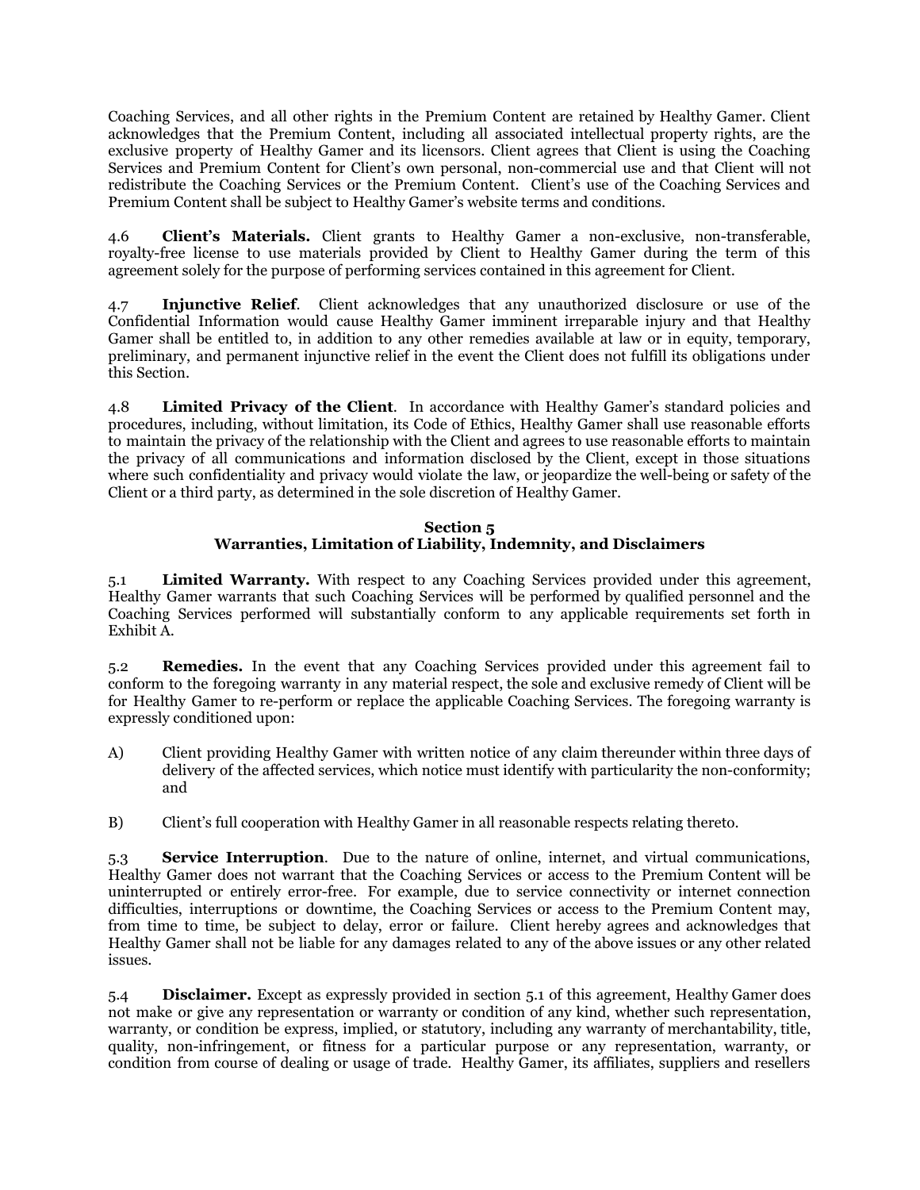Coaching Services, and all other rights in the Premium Content are retained by Healthy Gamer. Client acknowledges that the Premium Content, including all associated intellectual property rights, are the exclusive property of Healthy Gamer and its licensors. Client agrees that Client is using the Coaching Services and Premium Content for Client's own personal, non-commercial use and that Client will not redistribute the Coaching Services or the Premium Content. Client's use of the Coaching Services and Premium Content shall be subject to Healthy Gamer's website terms and conditions.

4.6 **Client's Materials.** Client grants to Healthy Gamer a non-exclusive, non-transferable, royalty-free license to use materials provided by Client to Healthy Gamer during the term of this agreement solely for the purpose of performing services contained in this agreement for Client.

4.7 **Injunctive Relief**. Client acknowledges that any unauthorized disclosure or use of the Confidential Information would cause Healthy Gamer imminent irreparable injury and that Healthy Gamer shall be entitled to, in addition to any other remedies available at law or in equity, temporary, preliminary, and permanent injunctive relief in the event the Client does not fulfill its obligations under this Section.

4.8 **Limited Privacy of the Client**. In accordance with Healthy Gamer's standard policies and procedures, including, without limitation, its Code of Ethics, Healthy Gamer shall use reasonable efforts to maintain the privacy of the relationship with the Client and agrees to use reasonable efforts to maintain the privacy of all communications and information disclosed by the Client, except in those situations where such confidentiality and privacy would violate the law, or jeopardize the well-being or safety of the Client or a third party, as determined in the sole discretion of Healthy Gamer.

## Section 5
## Warranties, Limitation of Liability, Indemnity, and Disclaimers

5.1 **Limited Warranty.** With respect to any Coaching Services provided under this agreement, Healthy Gamer warrants that such Coaching Services will be performed by qualified personnel and the Coaching Services performed will substantially conform to any applicable requirements set forth in Exhibit A.

5.2 **Remedies.** In the event that any Coaching Services provided under this agreement fail to conform to the foregoing warranty in any material respect, the sole and exclusive remedy of Client will be for Healthy Gamer to re-perform or replace the applicable Coaching Services. The foregoing warranty is expressly conditioned upon:

A) Client providing Healthy Gamer with written notice of any claim thereunder within three days of delivery of the affected services, which notice must identify with particularity the non-conformity; and

B) Client's full cooperation with Healthy Gamer in all reasonable respects relating thereto.

5.3 **Service Interruption**. Due to the nature of online, internet, and virtual communications, Healthy Gamer does not warrant that the Coaching Services or access to the Premium Content will be uninterrupted or entirely error-free. For example, due to service connectivity or internet connection difficulties, interruptions or downtime, the Coaching Services or access to the Premium Content may, from time to time, be subject to delay, error or failure. Client hereby agrees and acknowledges that Healthy Gamer shall not be liable for any damages related to any of the above issues or any other related issues.

5.4 **Disclaimer.** Except as expressly provided in section 5.1 of this agreement, Healthy Gamer does not make or give any representation or warranty or condition of any kind, whether such representation, warranty, or condition be express, implied, or statutory, including any warranty of merchantability, title, quality, non-infringement, or fitness for a particular purpose or any representation, warranty, or condition from course of dealing or usage of trade. Healthy Gamer, its affiliates, suppliers and resellers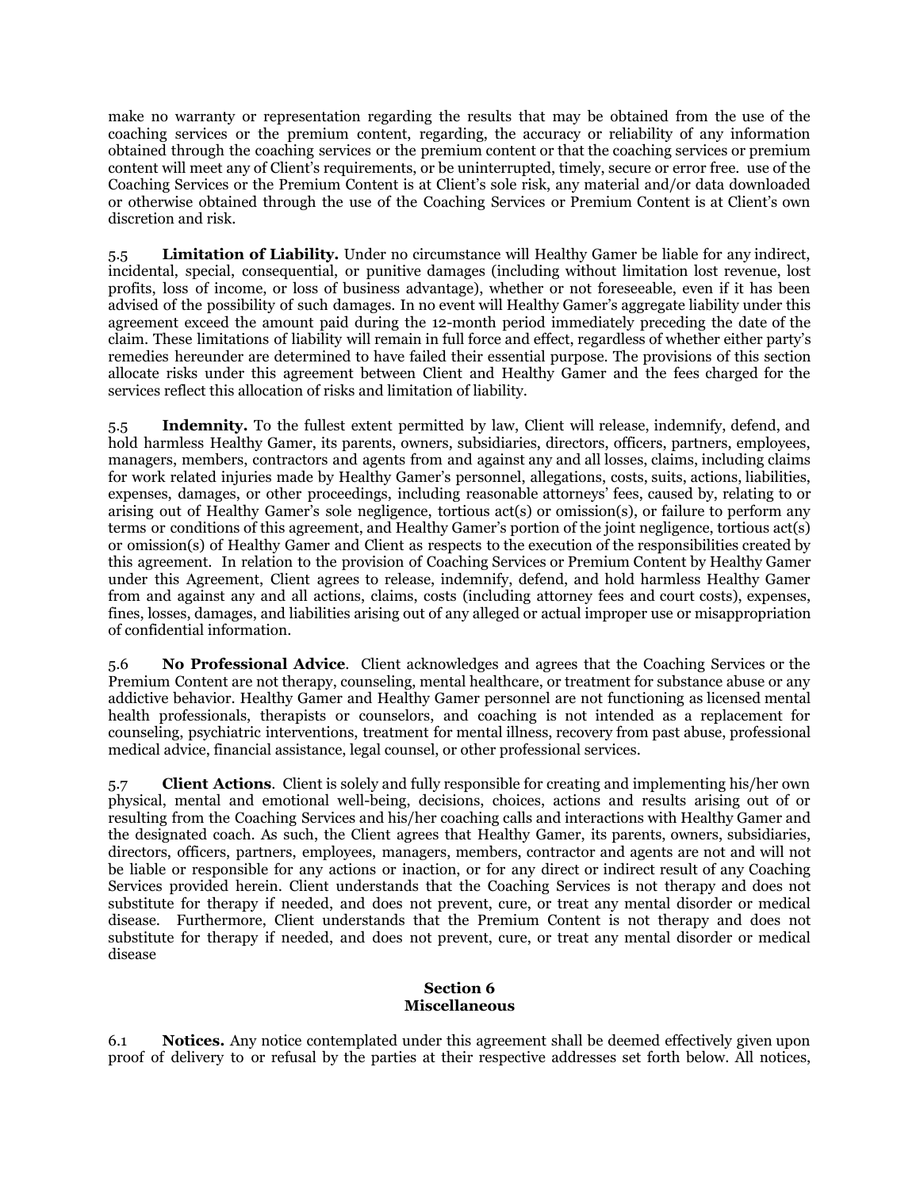make no warranty or representation regarding the results that may be obtained from the use of the coaching services or the premium content, regarding, the accuracy or reliability of any information obtained through the coaching services or the premium content or that the coaching services or premium content will meet any of Client's requirements, or be uninterrupted, timely, secure or error free. use of the Coaching Services or the Premium Content is at Client's sole risk, any material and/or data downloaded or otherwise obtained through the use of the Coaching Services or Premium Content is at Client's own discretion and risk.

5.5 **Limitation of Liability.** Under no circumstance will Healthy Gamer be liable for any indirect, incidental, special, consequential, or punitive damages (including without limitation lost revenue, lost profits, loss of income, or loss of business advantage), whether or not foreseeable, even if it has been advised of the possibility of such damages. In no event will Healthy Gamer's aggregate liability under this agreement exceed the amount paid during the 12-month period immediately preceding the date of the claim. These limitations of liability will remain in full force and effect, regardless of whether either party's remedies hereunder are determined to have failed their essential purpose. The provisions of this section allocate risks under this agreement between Client and Healthy Gamer and the fees charged for the services reflect this allocation of risks and limitation of liability.

5.5 **Indemnity.** To the fullest extent permitted by law, Client will release, indemnify, defend, and hold harmless Healthy Gamer, its parents, owners, subsidiaries, directors, officers, partners, employees, managers, members, contractors and agents from and against any and all losses, claims, including claims for work related injuries made by Healthy Gamer's personnel, allegations, costs, suits, actions, liabilities, expenses, damages, or other proceedings, including reasonable attorneys' fees, caused by, relating to or arising out of Healthy Gamer's sole negligence, tortious act(s) or omission(s), or failure to perform any terms or conditions of this agreement, and Healthy Gamer's portion of the joint negligence, tortious act(s) or omission(s) of Healthy Gamer and Client as respects to the execution of the responsibilities created by this agreement. In relation to the provision of Coaching Services or Premium Content by Healthy Gamer under this Agreement, Client agrees to release, indemnify, defend, and hold harmless Healthy Gamer from and against any and all actions, claims, costs (including attorney fees and court costs), expenses, fines, losses, damages, and liabilities arising out of any alleged or actual improper use or misappropriation of confidential information.

5.6 **No Professional Advice**. Client acknowledges and agrees that the Coaching Services or the Premium Content are not therapy, counseling, mental healthcare, or treatment for substance abuse or any addictive behavior. Healthy Gamer and Healthy Gamer personnel are not functioning as licensed mental health professionals, therapists or counselors, and coaching is not intended as a replacement for counseling, psychiatric interventions, treatment for mental illness, recovery from past abuse, professional medical advice, financial assistance, legal counsel, or other professional services.

5.7 **Client Actions**. Client is solely and fully responsible for creating and implementing his/her own physical, mental and emotional well-being, decisions, choices, actions and results arising out of or resulting from the Coaching Services and his/her coaching calls and interactions with Healthy Gamer and the designated coach. As such, the Client agrees that Healthy Gamer, its parents, owners, subsidiaries, directors, officers, partners, employees, managers, members, contractor and agents are not and will not be liable or responsible for any actions or inaction, or for any direct or indirect result of any Coaching Services provided herein. Client understands that the Coaching Services is not therapy and does not substitute for therapy if needed, and does not prevent, cure, or treat any mental disorder or medical disease. Furthermore, Client understands that the Premium Content is not therapy and does not substitute for therapy if needed, and does not prevent, cure, or treat any mental disorder or medical disease

## Section 6
## Miscellaneous

6.1 **Notices.** Any notice contemplated under this agreement shall be deemed effectively given upon proof of delivery to or refusal by the parties at their respective addresses set forth below. All notices,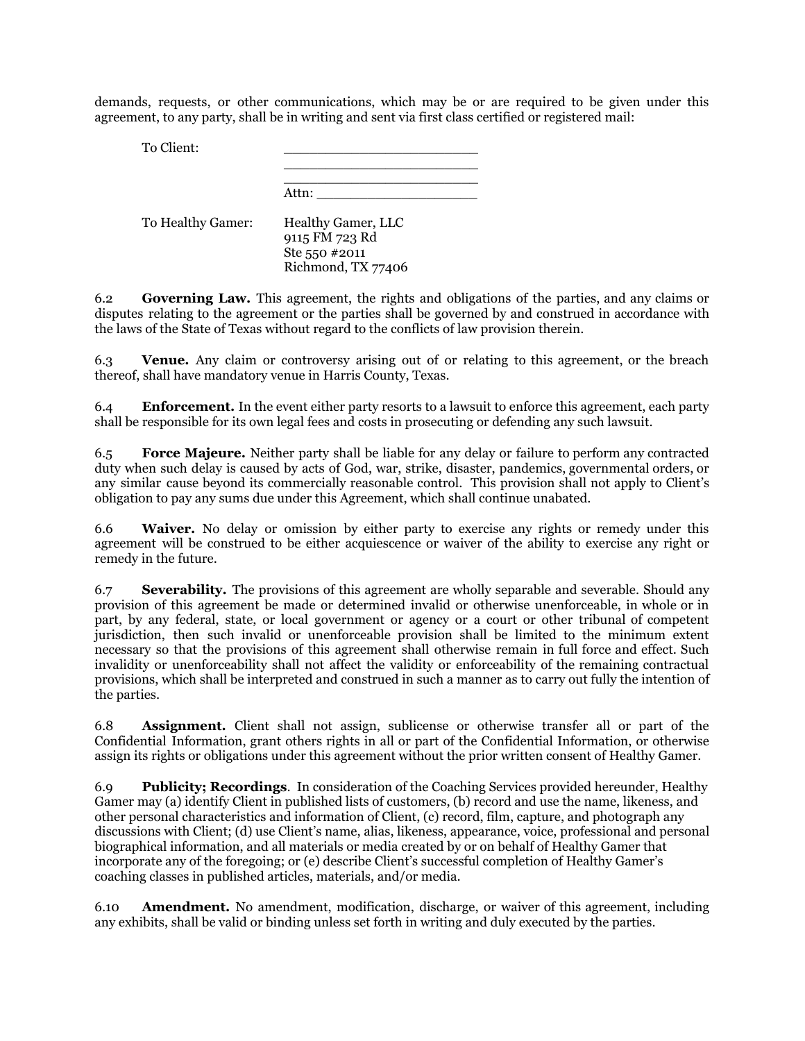demands, requests, or other communications, which may be or are required to be given under this agreement, to any party, shall be in writing and sent via first class certified or registered mail:

| | |
|---|---|
| To Client: | ________________________ |
| | ________________________ |
| | ________________________ |
| | Attn: ____________________ |
| To Healthy Gamer: | Healthy Gamer, LLC<br>9115 FM 723 Rd<br>Ste 550 #2011<br>Richmond, TX 77406 |

6.2 **Governing Law.** This agreement, the rights and obligations of the parties, and any claims or disputes relating to the agreement or the parties shall be governed by and construed in accordance with the laws of the State of Texas without regard to the conflicts of law provision therein.

6.3 **Venue.** Any claim or controversy arising out of or relating to this agreement, or the breach thereof, shall have mandatory venue in Harris County, Texas.

6.4 **Enforcement.** In the event either party resorts to a lawsuit to enforce this agreement, each party shall be responsible for its own legal fees and costs in prosecuting or defending any such lawsuit.

6.5 **Force Majeure.** Neither party shall be liable for any delay or failure to perform any contracted duty when such delay is caused by acts of God, war, strike, disaster, pandemics, governmental orders, or any similar cause beyond its commercially reasonable control. This provision shall not apply to Client's obligation to pay any sums due under this Agreement, which shall continue unabated.

6.6 **Waiver.** No delay or omission by either party to exercise any rights or remedy under this agreement will be construed to be either acquiescence or waiver of the ability to exercise any right or remedy in the future.

6.7 **Severability.** The provisions of this agreement are wholly separable and severable. Should any provision of this agreement be made or determined invalid or otherwise unenforceable, in whole or in part, by any federal, state, or local government or agency or a court or other tribunal of competent jurisdiction, then such invalid or unenforceable provision shall be limited to the minimum extent necessary so that the provisions of this agreement shall otherwise remain in full force and effect. Such invalidity or unenforceability shall not affect the validity or enforceability of the remaining contractual provisions, which shall be interpreted and construed in such a manner as to carry out fully the intention of the parties.

6.8 **Assignment.** Client shall not assign, sublicense or otherwise transfer all or part of the Confidential Information, grant others rights in all or part of the Confidential Information, or otherwise assign its rights or obligations under this agreement without the prior written consent of Healthy Gamer.

6.9 **Publicity; Recordings**. In consideration of the Coaching Services provided hereunder, Healthy Gamer may (a) identify Client in published lists of customers, (b) record and use the name, likeness, and other personal characteristics and information of Client, (c) record, film, capture, and photograph any discussions with Client; (d) use Client's name, alias, likeness, appearance, voice, professional and personal biographical information, and all materials or media created by or on behalf of Healthy Gamer that incorporate any of the foregoing; or (e) describe Client's successful completion of Healthy Gamer's coaching classes in published articles, materials, and/or media.

6.10 **Amendment.** No amendment, modification, discharge, or waiver of this agreement, including any exhibits, shall be valid or binding unless set forth in writing and duly executed by the parties.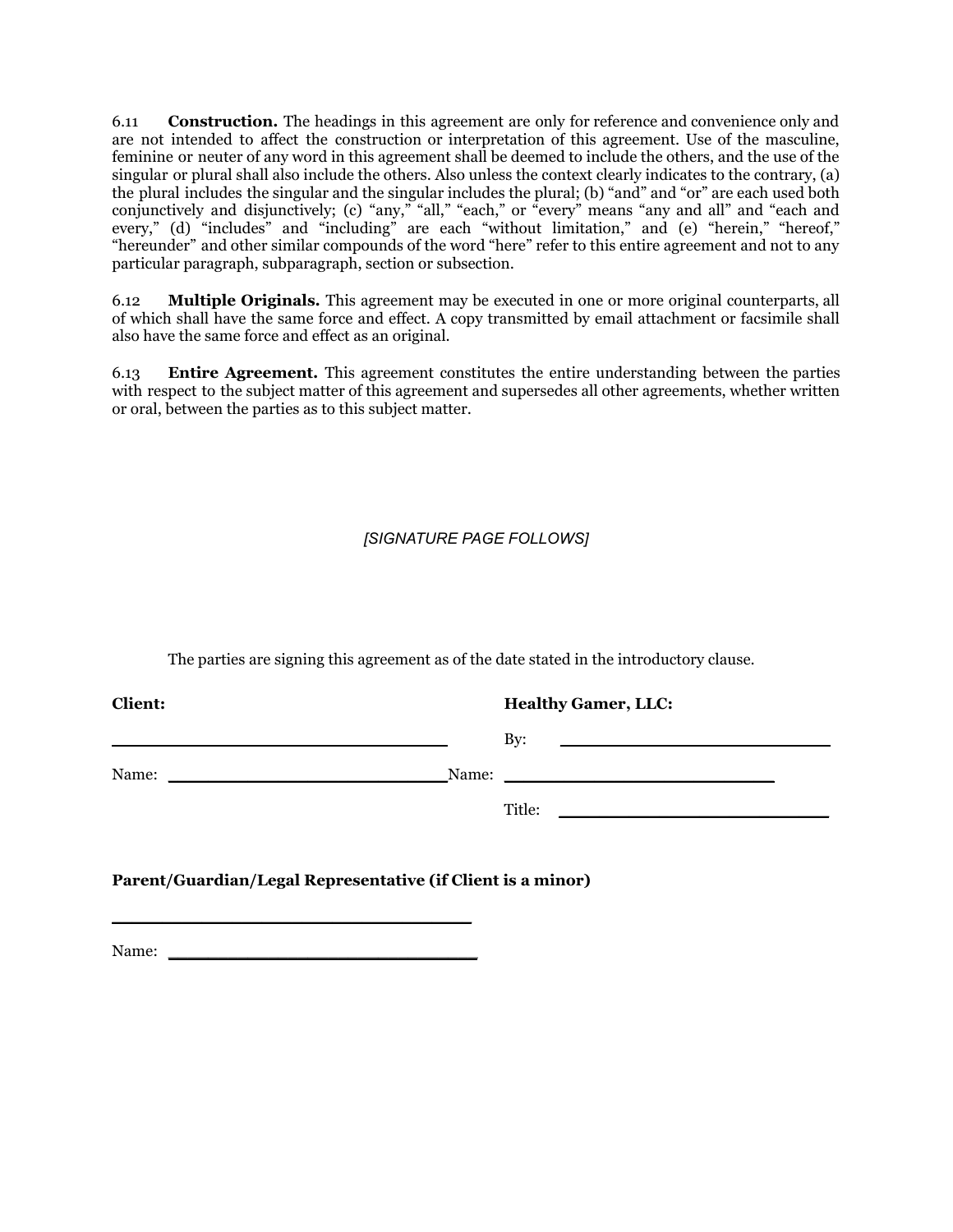6.11 **Construction.** The headings in this agreement are only for reference and convenience only and are not intended to affect the construction or interpretation of this agreement. Use of the masculine, feminine or neuter of any word in this agreement shall be deemed to include the others, and the use of the singular or plural shall also include the others. Also unless the context clearly indicates to the contrary, (a) the plural includes the singular and the singular includes the plural; (b) "and" and "or" are each used both conjunctively and disjunctively; (c) "any," "all," "each," or "every" means "any and all" and "each and every," (d) "includes" and "including" are each "without limitation," and (e) "herein," "hereof," "hereunder" and other similar compounds of the word "here" refer to this entire agreement and not to any particular paragraph, subparagraph, section or subsection.

6.12 **Multiple Originals.** This agreement may be executed in one or more original counterparts, all of which shall have the same force and effect. A copy transmitted by email attachment or facsimile shall also have the same force and effect as an original.

6.13 **Entire Agreement.** This agreement constitutes the entire understanding between the parties with respect to the subject matter of this agreement and supersedes all other agreements, whether written or oral, between the parties as to this subject matter.

*[SIGNATURE PAGE FOLLOWS]*

The parties are signing this agreement as of the date stated in the introductory clause.

| **Client:** | **Healthy Gamer, LLC:** |
|---|---|
| ______________________________ | By: ______________________________ |
| Name: ______________________________ | Name: ______________________________ |
| | Title: ______________________________ |

**Parent/Guardian/Legal Representative (if Client is a minor)**

______________________________

Name: ______________________________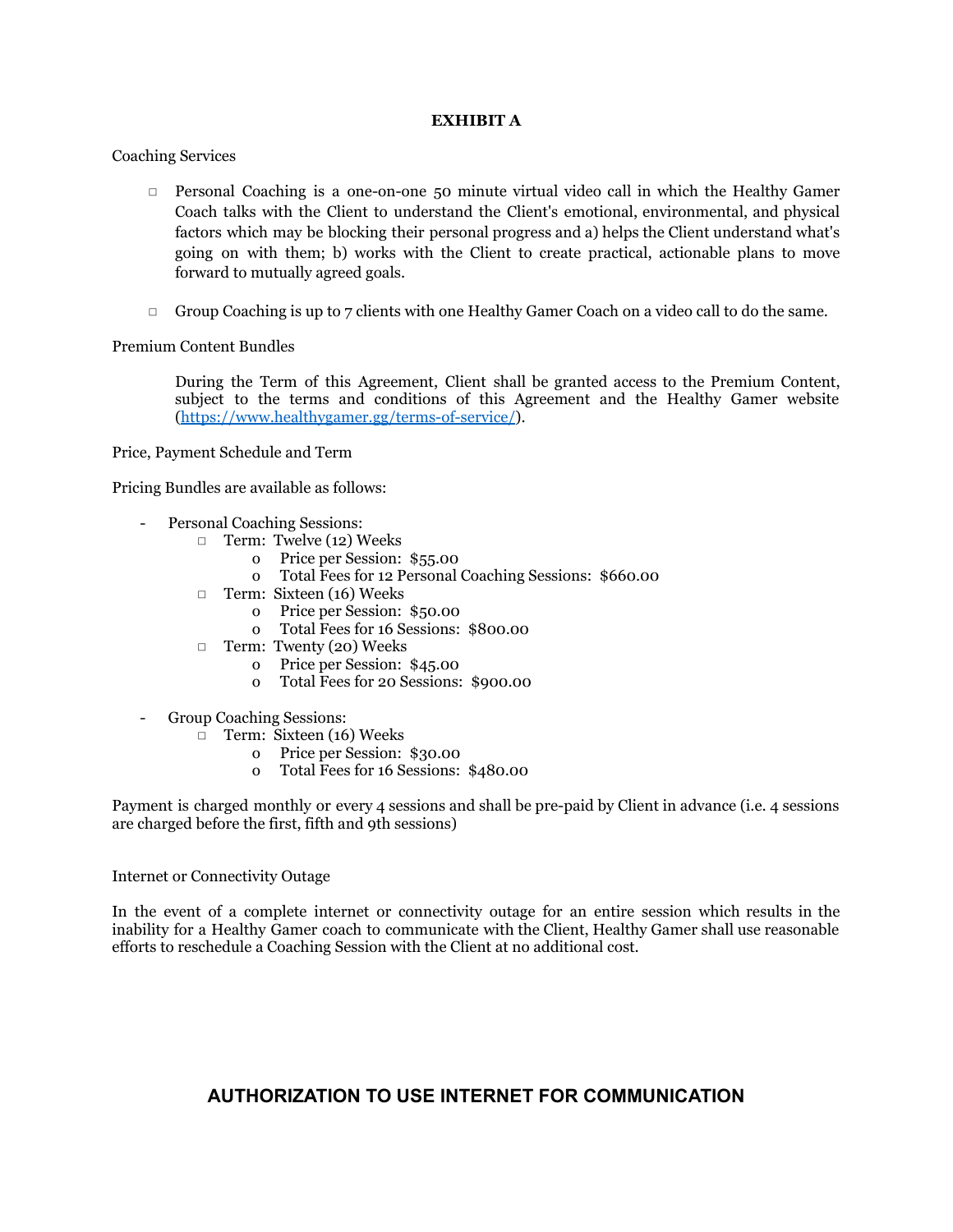**EXHIBIT A**

Coaching Services

- Personal Coaching is a one-on-one 50 minute virtual video call in which the Healthy Gamer Coach talks with the Client to understand the Client's emotional, environmental, and physical factors which may be blocking their personal progress and a) helps the Client understand what's going on with them; b) works with the Client to create practical, actionable plans to move forward to mutually agreed goals.

- Group Coaching is up to 7 clients with one Healthy Gamer Coach on a video call to do the same.

Premium Content Bundles

> During the Term of this Agreement, Client shall be granted access to the Premium Content, subject to the terms and conditions of this Agreement and the Healthy Gamer website ([https://www.healthygamer.gg/terms-of-service/](https://www.healthygamer.gg/terms-of-service/)).

Price, Payment Schedule and Term

Pricing Bundles are available as follows:

- Personal Coaching Sessions:
  - Term: Twelve (12) Weeks
    - Price per Session: $55.00
    - Total Fees for 12 Personal Coaching Sessions: $660.00
  - Term: Sixteen (16) Weeks
    - Price per Session: $50.00
    - Total Fees for 16 Sessions: $800.00
  - Term: Twenty (20) Weeks
    - Price per Session: $45.00
    - Total Fees for 20 Sessions: $900.00

- Group Coaching Sessions:
  - Term: Sixteen (16) Weeks
    - Price per Session: $30.00
    - Total Fees for 16 Sessions: $480.00

Payment is charged monthly or every 4 sessions and shall be pre-paid by Client in advance (i.e. 4 sessions are charged before the first, fifth and 9th sessions)

Internet or Connectivity Outage

In the event of a complete internet or connectivity outage for an entire session which results in the inability for a Healthy Gamer coach to communicate with the Client, Healthy Gamer shall use reasonable efforts to reschedule a Coaching Session with the Client at no additional cost.

## AUTHORIZATION TO USE INTERNET FOR COMMUNICATION